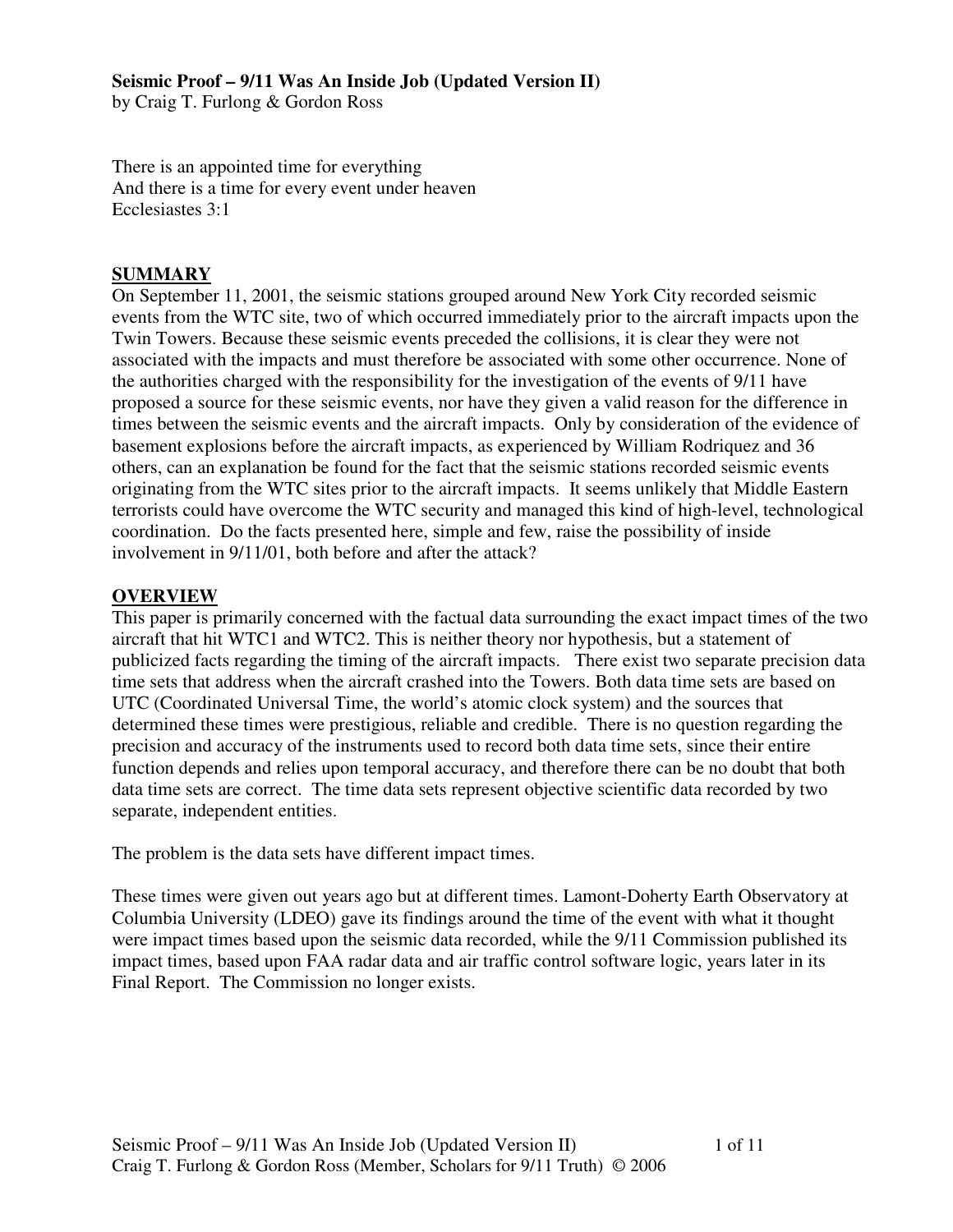**Seismic Proof – 9/11 Was An Inside Job (Updated Version II)**
by Craig T. Furlong & Gordon Ross

There is an appointed time for everything
And there is a time for every event under heaven
Ecclesiastes 3:1

## SUMMARY

On September 11, 2001, the seismic stations grouped around New York City recorded seismic events from the WTC site, two of which occurred immediately prior to the aircraft impacts upon the Twin Towers. Because these seismic events preceded the collisions, it is clear they were not associated with the impacts and must therefore be associated with some other occurrence. None of the authorities charged with the responsibility for the investigation of the events of 9/11 have proposed a source for these seismic events, nor have they given a valid reason for the difference in times between the seismic events and the aircraft impacts. Only by consideration of the evidence of basement explosions before the aircraft impacts, as experienced by William Rodriquez and 36 others, can an explanation be found for the fact that the seismic stations recorded seismic events originating from the WTC sites prior to the aircraft impacts. It seems unlikely that Middle Eastern terrorists could have overcome the WTC security and managed this kind of high-level, technological coordination. Do the facts presented here, simple and few, raise the possibility of inside involvement in 9/11/01, both before and after the attack?

## OVERVIEW

This paper is primarily concerned with the factual data surrounding the exact impact times of the two aircraft that hit WTC1 and WTC2. This is neither theory nor hypothesis, but a statement of publicized facts regarding the timing of the aircraft impacts. There exist two separate precision data time sets that address when the aircraft crashed into the Towers. Both data time sets are based on UTC (Coordinated Universal Time, the world's atomic clock system) and the sources that determined these times were prestigious, reliable and credible. There is no question regarding the precision and accuracy of the instruments used to record both data time sets, since their entire function depends and relies upon temporal accuracy, and therefore there can be no doubt that both data time sets are correct. The time data sets represent objective scientific data recorded by two separate, independent entities.

The problem is the data sets have different impact times.

These times were given out years ago but at different times. Lamont-Doherty Earth Observatory at Columbia University (LDEO) gave its findings around the time of the event with what it thought were impact times based upon the seismic data recorded, while the 9/11 Commission published its impact times, based upon FAA radar data and air traffic control software logic, years later in its Final Report. The Commission no longer exists.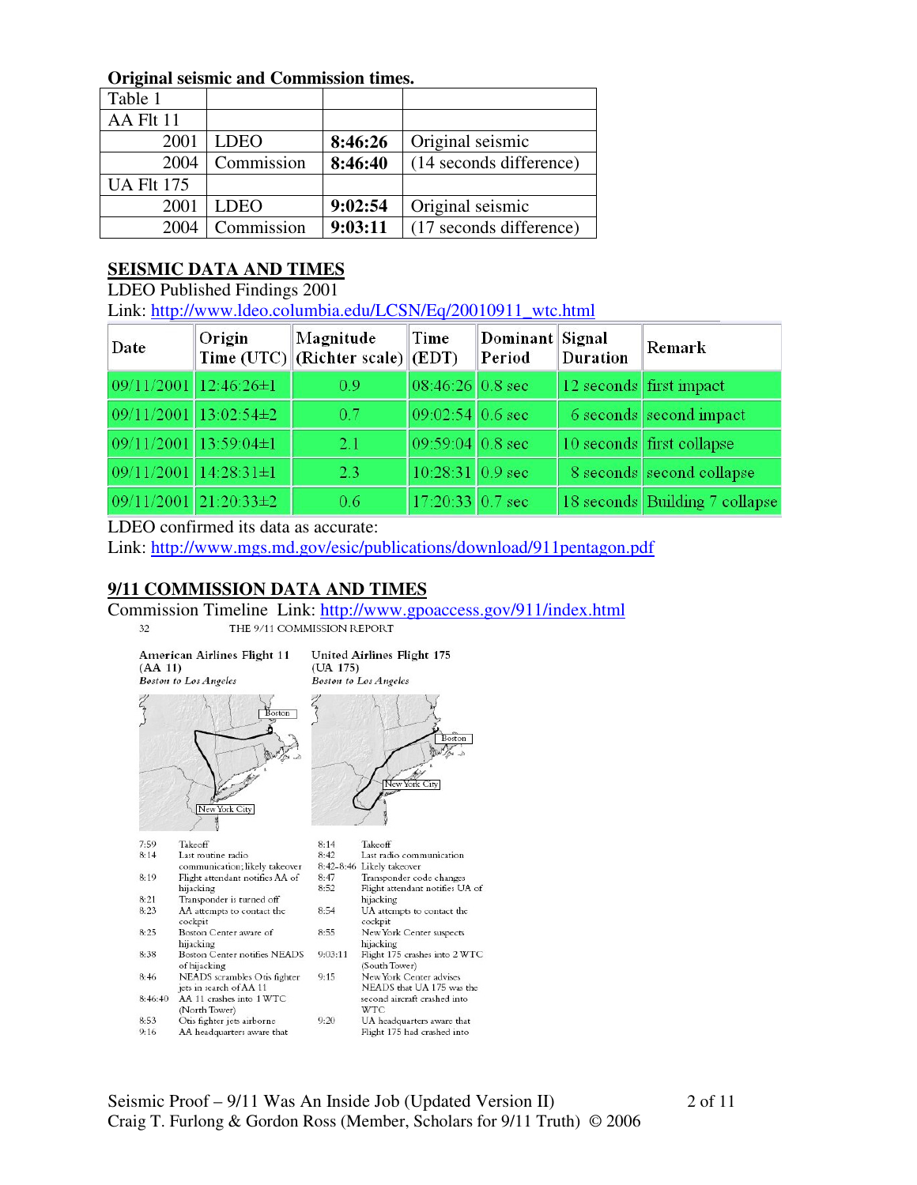**Original seismic and Commission times.**

| Table 1 | | | |
|---|---|---|---|
| AA Flt 11 | | | |
| 2001 | LDEO | **8:46:26** | Original seismic |
| 2004 | Commission | **8:46:40** | (14 seconds difference) |
| UA Flt 175 | | | |
| 2001 | LDEO | **9:02:54** | Original seismic |
| 2004 | Commission | **9:03:11** | (17 seconds difference) |

## SEISMIC DATA AND TIMES

LDEO Published Findings 2001

Link: http://www.ldeo.columbia.edu/LCSN/Eq/20010911_wtc.html

| Date | Origin Time (UTC) | Magnitude (Richter scale) | Time (EDT) | Dominant Period | Signal Duration | Remark |
|---|---|---|---|---|---|---|
| 09/11/2001 | 12:46:26±1 | 0.9 | 08:46:26 | 0.8 sec | 12 seconds | first impact |
| 09/11/2001 | 13:02:54±2 | 0.7 | 09:02:54 | 0.6 sec | 6 seconds | second impact |
| 09/11/2001 | 13:59:04±1 | 2.1 | 09:59:04 | 0.8 sec | 10 seconds | first collapse |
| 09/11/2001 | 14:28:31±1 | 2.3 | 10:28:31 | 0.9 sec | 8 seconds | second collapse |
| 09/11/2001 | 21:20:33±2 | 0.6 | 17:20:33 | 0.7 sec | 18 seconds | Building 7 collapse |

LDEO confirmed its data as accurate:

Link: http://www.mgs.md.gov/esic/publications/download/911pentagon.pdf

## 9/11 COMMISSION DATA AND TIMES

Commission Timeline Link: http://www.gpoaccess.gov/911/index.html

32 THE 9/11 COMMISSION REPORT

**American Airlines Flight 11 (AA 11)**
*Boston to Los Angeles*

| Time | Event |
|---|---|
| 7:59 | Takeoff |
| 8:14 | Last routine radio communication; likely takeover |
| 8:19 | Flight attendant notifies AA of hijacking |
| 8:21 | Transponder is turned off |
| 8:23 | AA attempts to contact the cockpit |
| 8:25 | Boston Center aware of hijacking |
| 8:38 | Boston Center notifies NEADS of hijacking |
| 8:46 | NEADS scrambles Otis fighter jets in search of AA 11 |
| 8:46:40 | AA 11 crashes into 1 WTC (North Tower) |
| 8:53 | Otis fighter jets airborne |
| 9:16 | AA headquarters aware that |

**United Airlines Flight 175 (UA 175)**
*Boston to Los Angeles*

| Time | Event |
|---|---|
| 8:14 | Takeoff |
| 8:42 | Last radio communication |
| 8:42-8:46 | Likely takeover |
| 8:47 | Transponder code changes |
| 8:52 | Flight attendant notifies UA of hijacking |
| 8:54 | UA attempts to contact the cockpit |
| 8:55 | New York Center suspects hijacking |
| 9:03:11 | Flight 175 crashes into 2 WTC (South Tower) |
| 9:15 | New York Center advises NEADS that UA 175 was the second aircraft crashed into WTC |
| 9:20 | UA headquarters aware that Flight 175 had crashed into |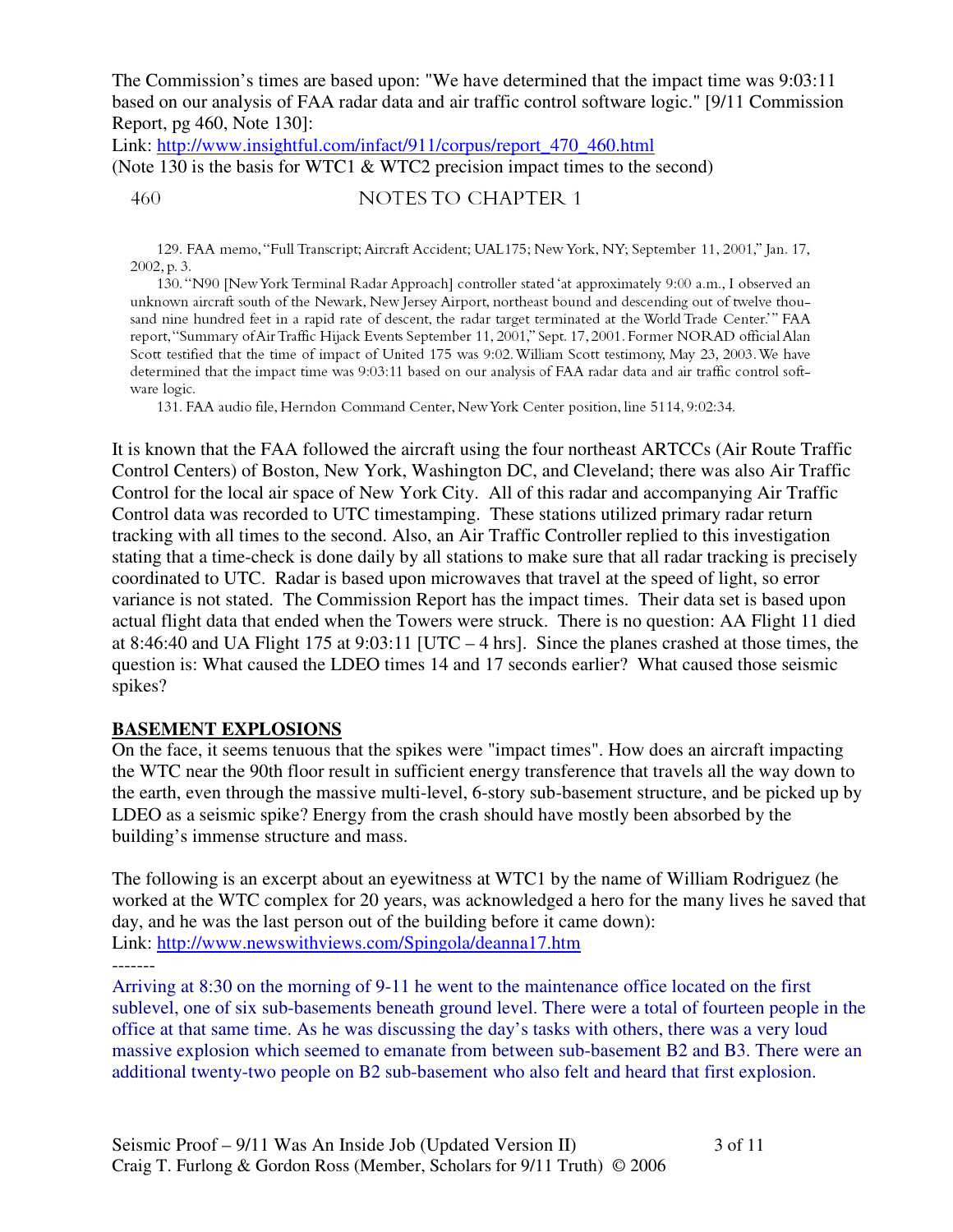The Commission's times are based upon: "We have determined that the impact time was 9:03:11 based on our analysis of FAA radar data and air traffic control software logic." [9/11 Commission Report, pg 460, Note 130]:

Link: http://www.insightful.com/infact/911/corpus/report_470_460.html

(Note 130 is the basis for WTC1 & WTC2 precision impact times to the second)

> 460 NOTES TO CHAPTER 1
>
> 129. FAA memo, "Full Transcript; Aircraft Accident; UAL175; New York, NY; September 11, 2001," Jan. 17, 2002, p. 3.
>
> 130. "N90 [New York Terminal Radar Approach] controller stated 'at approximately 9:00 a.m., I observed an unknown aircraft south of the Newark, New Jersey Airport, northeast bound and descending out of twelve thousand nine hundred feet in a rapid rate of descent, the radar target terminated at the World Trade Center.'" FAA report, "Summary of Air Traffic Hijack Events September 11, 2001," Sept. 17, 2001. Former NORAD official Alan Scott testified that the time of impact of United 175 was 9:02. William Scott testimony, May 23, 2003. We have determined that the impact time was 9:03:11 based on our analysis of FAA radar data and air traffic control software logic.
>
> 131. FAA audio file, Herndon Command Center, New York Center position, line 5114, 9:02:34.

It is known that the FAA followed the aircraft using the four northeast ARTCCs (Air Route Traffic Control Centers) of Boston, New York, Washington DC, and Cleveland; there was also Air Traffic Control for the local air space of New York City. All of this radar and accompanying Air Traffic Control data was recorded to UTC timestamping. These stations utilized primary radar return tracking with all times to the second. Also, an Air Traffic Controller replied to this investigation stating that a time-check is done daily by all stations to make sure that all radar tracking is precisely coordinated to UTC. Radar is based upon microwaves that travel at the speed of light, so error variance is not stated. The Commission Report has the impact times. Their data set is based upon actual flight data that ended when the Towers were struck. There is no question: AA Flight 11 died at 8:46:40 and UA Flight 175 at 9:03:11 [UTC – 4 hrs]. Since the planes crashed at those times, the question is: What caused the LDEO times 14 and 17 seconds earlier? What caused those seismic spikes?

## BASEMENT EXPLOSIONS

On the face, it seems tenuous that the spikes were "impact times". How does an aircraft impacting the WTC near the 90th floor result in sufficient energy transference that travels all the way down to the earth, even through the massive multi-level, 6-story sub-basement structure, and be picked up by LDEO as a seismic spike? Energy from the crash should have mostly been absorbed by the building's immense structure and mass.

The following is an excerpt about an eyewitness at WTC1 by the name of William Rodriguez (he worked at the WTC complex for 20 years, was acknowledged a hero for the many lives he saved that day, and he was the last person out of the building before it came down):

Link: http://www.newswithviews.com/Spingola/deanna17.htm

-------

Arriving at 8:30 on the morning of 9-11 he went to the maintenance office located on the first sublevel, one of six sub-basements beneath ground level. There were a total of fourteen people in the office at that same time. As he was discussing the day's tasks with others, there was a very loud massive explosion which seemed to emanate from between sub-basement B2 and B3. There were an additional twenty-two people on B2 sub-basement who also felt and heard that first explosion.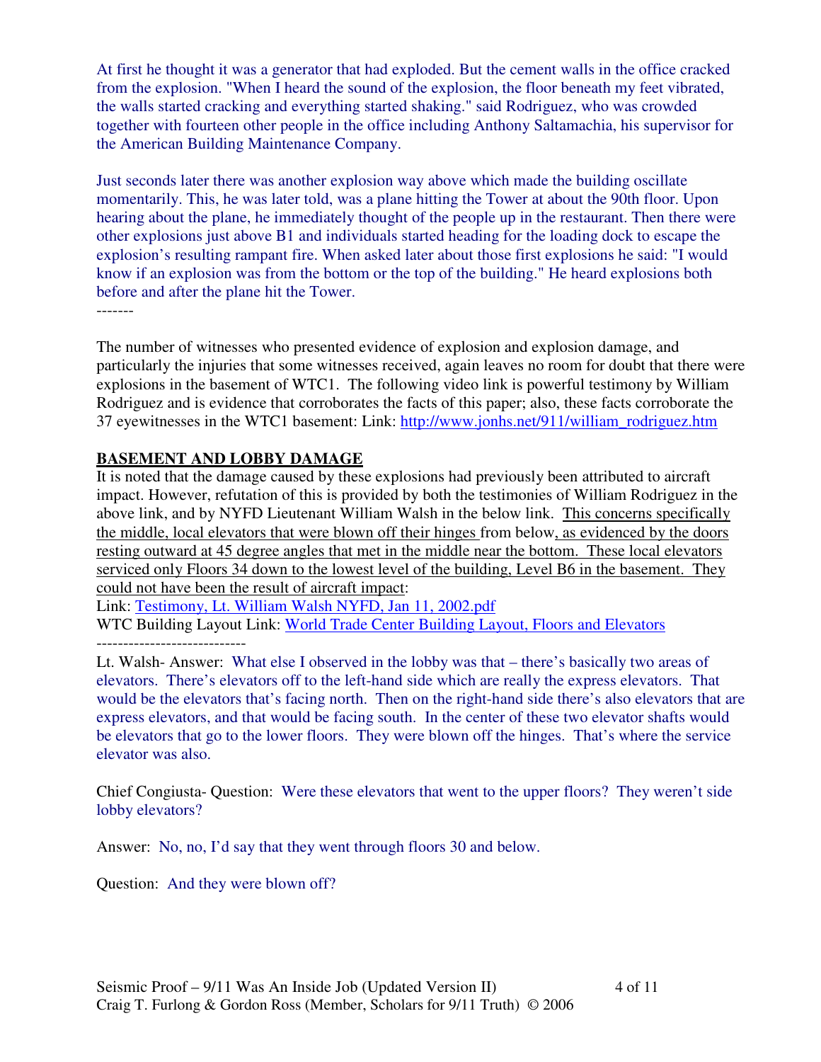At first he thought it was a generator that had exploded. But the cement walls in the office cracked from the explosion. "When I heard the sound of the explosion, the floor beneath my feet vibrated, the walls started cracking and everything started shaking." said Rodriguez, who was crowded together with fourteen other people in the office including Anthony Saltamachia, his supervisor for the American Building Maintenance Company.

Just seconds later there was another explosion way above which made the building oscillate momentarily. This, he was later told, was a plane hitting the Tower at about the 90th floor. Upon hearing about the plane, he immediately thought of the people up in the restaurant. Then there were other explosions just above B1 and individuals started heading for the loading dock to escape the explosion's resulting rampant fire. When asked later about those first explosions he said: "I would know if an explosion was from the bottom or the top of the building." He heard explosions both before and after the plane hit the Tower.

-------

The number of witnesses who presented evidence of explosion and explosion damage, and particularly the injuries that some witnesses received, again leaves no room for doubt that there were explosions in the basement of WTC1. The following video link is powerful testimony by William Rodriguez and is evidence that corroborates the facts of this paper; also, these facts corroborate the 37 eyewitnesses in the WTC1 basement: Link: http://www.jonhs.net/911/william_rodriguez.htm

## BASEMENT AND LOBBY DAMAGE

It is noted that the damage caused by these explosions had previously been attributed to aircraft impact. However, refutation of this is provided by both the testimonies of William Rodriguez in the above link, and by NYFD Lieutenant William Walsh in the below link. This concerns specifically the middle, local elevators that were blown off their hinges from below, as evidenced by the doors resting outward at 45 degree angles that met in the middle near the bottom. These local elevators serviced only Floors 34 down to the lowest level of the building, Level B6 in the basement. They could not have been the result of aircraft impact:

Link: Testimony, Lt. William Walsh NYFD, Jan 11, 2002.pdf

WTC Building Layout Link: World Trade Center Building Layout, Floors and Elevators

----------------------------

Lt. Walsh- Answer: What else I observed in the lobby was that – there's basically two areas of elevators. There's elevators off to the left-hand side which are really the express elevators. That would be the elevators that's facing north. Then on the right-hand side there's also elevators that are express elevators, and that would be facing south. In the center of these two elevator shafts would be elevators that go to the lower floors. They were blown off the hinges. That's where the service elevator was also.

Chief Congiusta- Question: Were these elevators that went to the upper floors? They weren't side lobby elevators?

Answer: No, no, I'd say that they went through floors 30 and below.

Question: And they were blown off?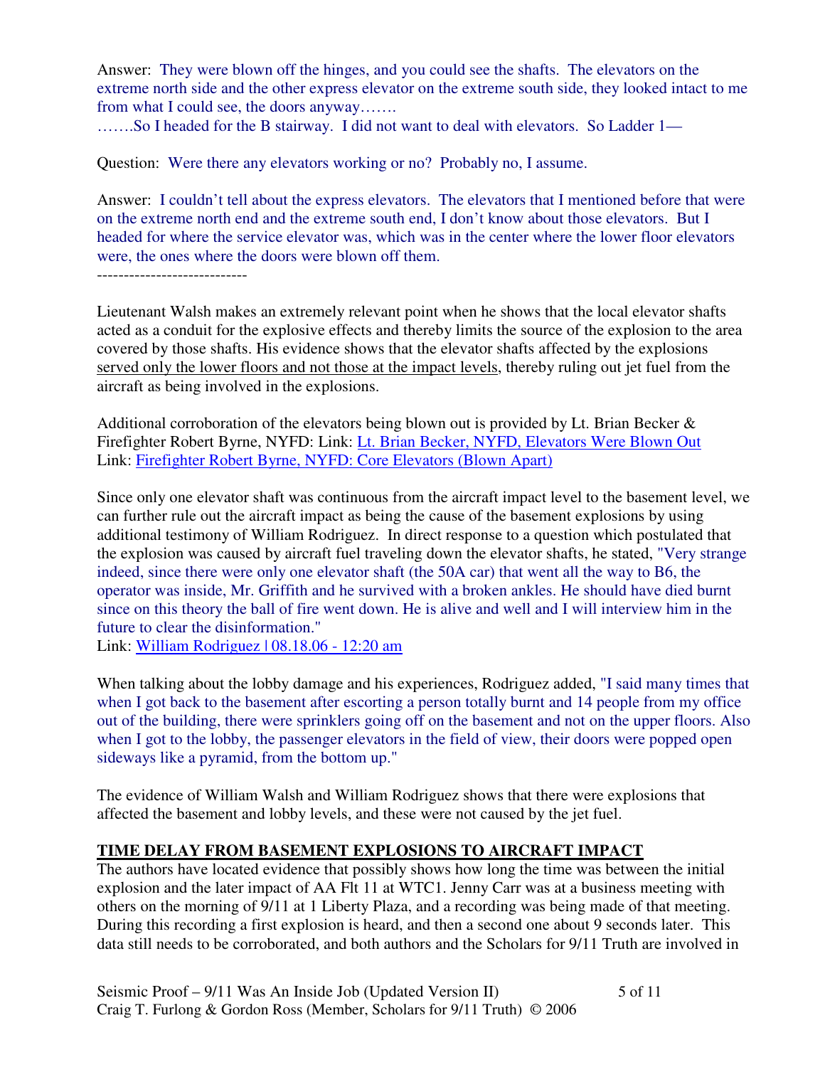Answer: They were blown off the hinges, and you could see the shafts. The elevators on the extreme north side and the other express elevator on the extreme south side, they looked intact to me from what I could see, the doors anyway…….
…….So I headed for the B stairway. I did not want to deal with elevators. So Ladder 1—

Question: Were there any elevators working or no? Probably no, I assume.

Answer: I couldn't tell about the express elevators. The elevators that I mentioned before that were on the extreme north end and the extreme south end, I don't know about those elevators. But I headed for where the service elevator was, which was in the center where the lower floor elevators were, the ones where the doors were blown off them.

----------------------------

Lieutenant Walsh makes an extremely relevant point when he shows that the local elevator shafts acted as a conduit for the explosive effects and thereby limits the source of the explosion to the area covered by those shafts. His evidence shows that the elevator shafts affected by the explosions served only the lower floors and not those at the impact levels, thereby ruling out jet fuel from the aircraft as being involved in the explosions.

Additional corroboration of the elevators being blown out is provided by Lt. Brian Becker & Firefighter Robert Byrne, NYFD: Link: Lt. Brian Becker, NYFD, Elevators Were Blown Out
Link: Firefighter Robert Byrne, NYFD: Core Elevators (Blown Apart)

Since only one elevator shaft was continuous from the aircraft impact level to the basement level, we can further rule out the aircraft impact as being the cause of the basement explosions by using additional testimony of William Rodriguez. In direct response to a question which postulated that the explosion was caused by aircraft fuel traveling down the elevator shafts, he stated, "Very strange indeed, since there were only one elevator shaft (the 50A car) that went all the way to B6, the operator was inside, Mr. Griffith and he survived with a broken ankles. He should have died burnt since on this theory the ball of fire went down. He is alive and well and I will interview him in the future to clear the disinformation."
Link: William Rodriguez | 08.18.06 - 12:20 am

When talking about the lobby damage and his experiences, Rodriguez added, "I said many times that when I got back to the basement after escorting a person totally burnt and 14 people from my office out of the building, there were sprinklers going off on the basement and not on the upper floors. Also when I got to the lobby, the passenger elevators in the field of view, their doors were popped open sideways like a pyramid, from the bottom up."

The evidence of William Walsh and William Rodriguez shows that there were explosions that affected the basement and lobby levels, and these were not caused by the jet fuel.

## TIME DELAY FROM BASEMENT EXPLOSIONS TO AIRCRAFT IMPACT

The authors have located evidence that possibly shows how long the time was between the initial explosion and the later impact of AA Flt 11 at WTC1. Jenny Carr was at a business meeting with others on the morning of 9/11 at 1 Liberty Plaza, and a recording was being made of that meeting. During this recording a first explosion is heard, and then a second one about 9 seconds later. This data still needs to be corroborated, and both authors and the Scholars for 9/11 Truth are involved in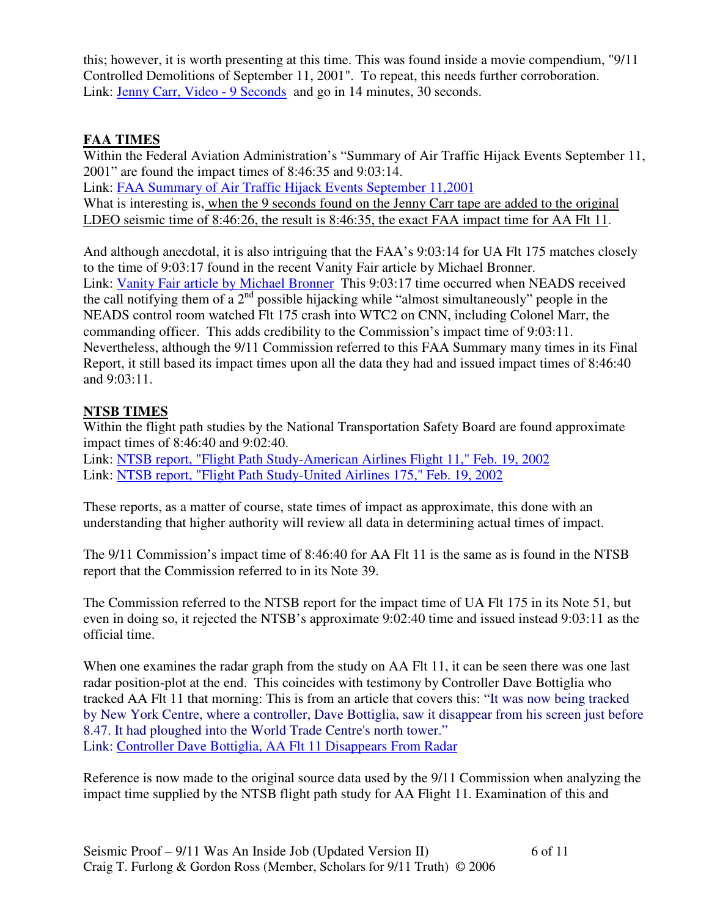this; however, it is worth presenting at this time. This was found inside a movie compendium, "9/11 Controlled Demolitions of September 11, 2001". To repeat, this needs further corroboration.
Link: Jenny Carr, Video - 9 Seconds and go in 14 minutes, 30 seconds.

**FAA TIMES**

Within the Federal Aviation Administration's "Summary of Air Traffic Hijack Events September 11, 2001" are found the impact times of 8:46:35 and 9:03:14.
Link: FAA Summary of Air Traffic Hijack Events September 11,2001
What is interesting is, when the 9 seconds found on the Jenny Carr tape are added to the original LDEO seismic time of 8:46:26, the result is 8:46:35, the exact FAA impact time for AA Flt 11.

And although anecdotal, it is also intriguing that the FAA's 9:03:14 for UA Flt 175 matches closely to the time of 9:03:17 found in the recent Vanity Fair article by Michael Bronner.
Link: Vanity Fair article by Michael Bronner This 9:03:17 time occurred when NEADS received the call notifying them of a 2nd possible hijacking while "almost simultaneously" people in the NEADS control room watched Flt 175 crash into WTC2 on CNN, including Colonel Marr, the commanding officer. This adds credibility to the Commission's impact time of 9:03:11. Nevertheless, although the 9/11 Commission referred to this FAA Summary many times in its Final Report, it still based its impact times upon all the data they had and issued impact times of 8:46:40 and 9:03:11.

**NTSB TIMES**

Within the flight path studies by the National Transportation Safety Board are found approximate impact times of 8:46:40 and 9:02:40.
Link: NTSB report, "Flight Path Study-American Airlines Flight 11," Feb. 19, 2002
Link: NTSB report, "Flight Path Study-United Airlines 175," Feb. 19, 2002

These reports, as a matter of course, state times of impact as approximate, this done with an understanding that higher authority will review all data in determining actual times of impact.

The 9/11 Commission's impact time of 8:46:40 for AA Flt 11 is the same as is found in the NTSB report that the Commission referred to in its Note 39.

The Commission referred to the NTSB report for the impact time of UA Flt 175 in its Note 51, but even in doing so, it rejected the NTSB's approximate 9:02:40 time and issued instead 9:03:11 as the official time.

When one examines the radar graph from the study on AA Flt 11, it can be seen there was one last radar position-plot at the end. This coincides with testimony by Controller Dave Bottiglia who tracked AA Flt 11 that morning: This is from an article that covers this: "It was now being tracked by New York Centre, where a controller, Dave Bottiglia, saw it disappear from his screen just before 8.47. It had ploughed into the World Trade Centre's north tower."
Link: Controller Dave Bottiglia, AA Flt 11 Disappears From Radar

Reference is now made to the original source data used by the 9/11 Commission when analyzing the impact time supplied by the NTSB flight path study for AA Flight 11. Examination of this and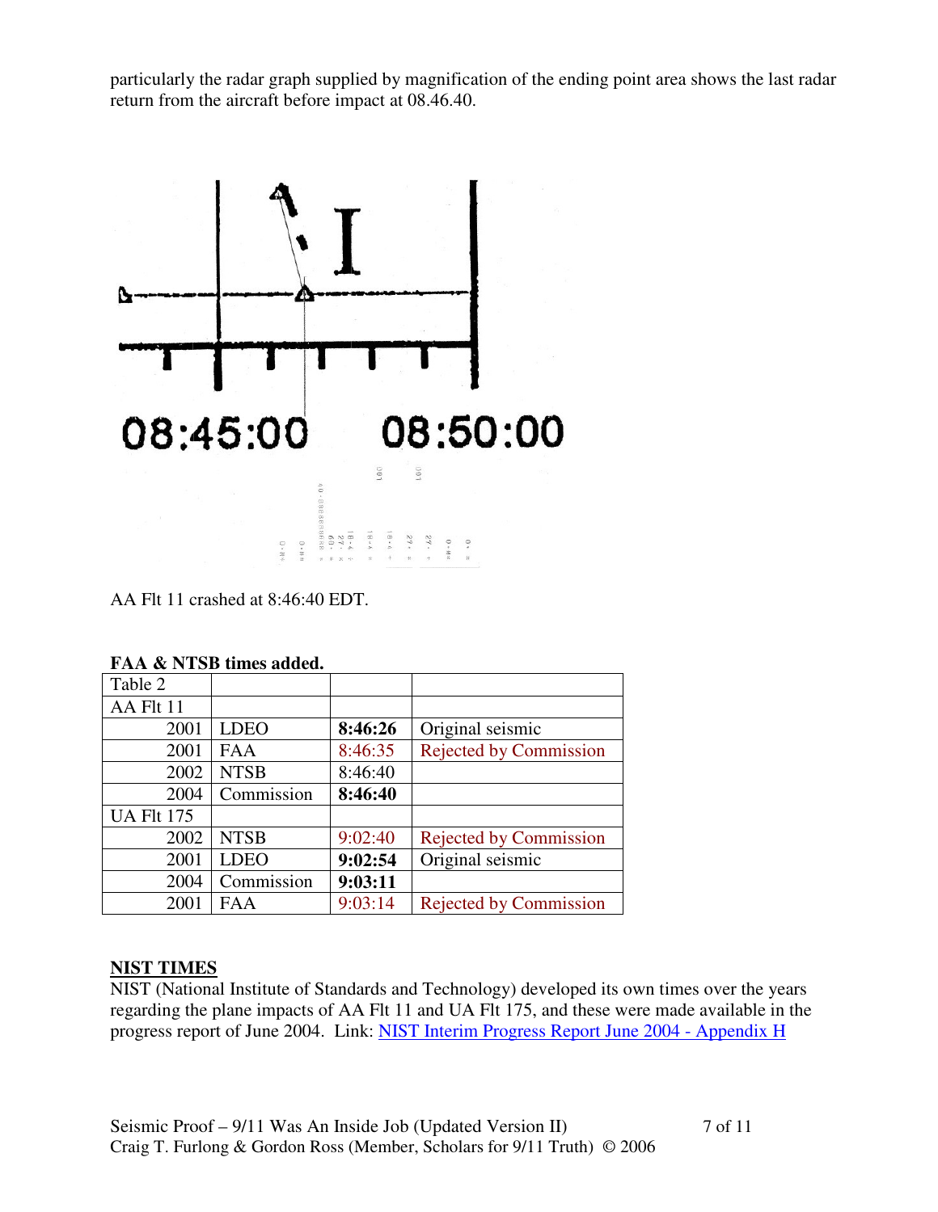particularly the radar graph supplied by magnification of the ending point area shows the last radar return from the aircraft before impact at 08.46.40.

AA Flt 11 crashed at 8:46:40 EDT.

**FAA & NTSB times added.**

| Table 2 | | | |
|---|---|---|---|
| AA Flt 11 | | | |
| 2001 | LDEO | **8:46:26** | Original seismic |
| 2001 | FAA | 8:46:35 | Rejected by Commission |
| 2002 | NTSB | 8:46:40 | |
| 2004 | Commission | **8:46:40** | |
| UA Flt 175 | | | |
| 2002 | NTSB | 9:02:40 | Rejected by Commission |
| 2001 | LDEO | **9:02:54** | Original seismic |
| 2004 | Commission | **9:03:11** | |
| 2001 | FAA | 9:03:14 | Rejected by Commission |

**NIST TIMES**

NIST (National Institute of Standards and Technology) developed its own times over the years regarding the plane impacts of AA Flt 11 and UA Flt 175, and these were made available in the progress report of June 2004. Link: NIST Interim Progress Report June 2004 - Appendix H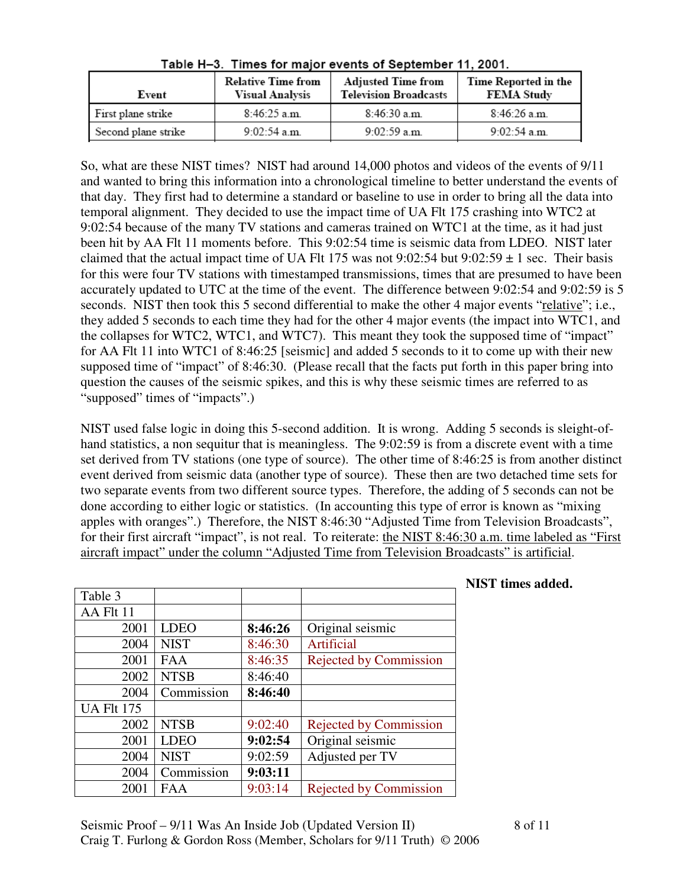Table H–3. Times for major events of September 11, 2001.

| Event | Relative Time from Visual Analysis | Adjusted Time from Television Broadcasts | Time Reported in the FEMA Study |
|---|---|---|---|
| First plane strike | 8:46:25 a.m. | 8:46:30 a.m. | 8:46:26 a.m. |
| Second plane strike | 9:02:54 a.m. | 9:02:59 a.m. | 9:02:54 a.m. |

So, what are these NIST times? NIST had around 14,000 photos and videos of the events of 9/11 and wanted to bring this information into a chronological timeline to better understand the events of that day. They first had to determine a standard or baseline to use in order to bring all the data into temporal alignment. They decided to use the impact time of UA Flt 175 crashing into WTC2 at 9:02:54 because of the many TV stations and cameras trained on WTC1 at the time, as it had just been hit by AA Flt 11 moments before. This 9:02:54 time is seismic data from LDEO. NIST later claimed that the actual impact time of UA Flt 175 was not 9:02:54 but 9:02:59 ± 1 sec. Their basis for this were four TV stations with timestamped transmissions, times that are presumed to have been accurately updated to UTC at the time of the event. The difference between 9:02:54 and 9:02:59 is 5 seconds. NIST then took this 5 second differential to make the other 4 major events "relative"; i.e., they added 5 seconds to each time they had for the other 4 major events (the impact into WTC1, and the collapses for WTC2, WTC1, and WTC7). This meant they took the supposed time of "impact" for AA Flt 11 into WTC1 of 8:46:25 [seismic] and added 5 seconds to it to come up with their new supposed time of "impact" of 8:46:30. (Please recall that the facts put forth in this paper bring into question the causes of the seismic spikes, and this is why these seismic times are referred to as "supposed" times of "impacts".)

NIST used false logic in doing this 5-second addition. It is wrong. Adding 5 seconds is sleight-of-hand statistics, a non sequitur that is meaningless. The 9:02:59 is from a discrete event with a time set derived from TV stations (one type of source). The other time of 8:46:25 is from another distinct event derived from seismic data (another type of source). These then are two detached time sets for two separate events from two different source types. Therefore, the adding of 5 seconds can not be done according to either logic or statistics. (In accounting this type of error is known as "mixing apples with oranges".) Therefore, the NIST 8:46:30 "Adjusted Time from Television Broadcasts", for their first aircraft "impact", is not real. To reiterate: the NIST 8:46:30 a.m. time labeled as "First aircraft impact" under the column "Adjusted Time from Television Broadcasts" is artificial.

**NIST times added.**

| Table 3 | | | |
|---|---|---|---|
| AA Flt 11 | | | |
| 2001 | LDEO | **8:46:26** | Original seismic |
| 2004 | NIST | 8:46:30 | Artificial |
| 2001 | FAA | 8:46:35 | Rejected by Commission |
| 2002 | NTSB | 8:46:40 | |
| 2004 | Commission | **8:46:40** | |
| UA Flt 175 | | | |
| 2002 | NTSB | 9:02:40 | Rejected by Commission |
| 2001 | LDEO | **9:02:54** | Original seismic |
| 2004 | NIST | 9:02:59 | Adjusted per TV |
| 2004 | Commission | **9:03:11** | |
| 2001 | FAA | 9:03:14 | Rejected by Commission |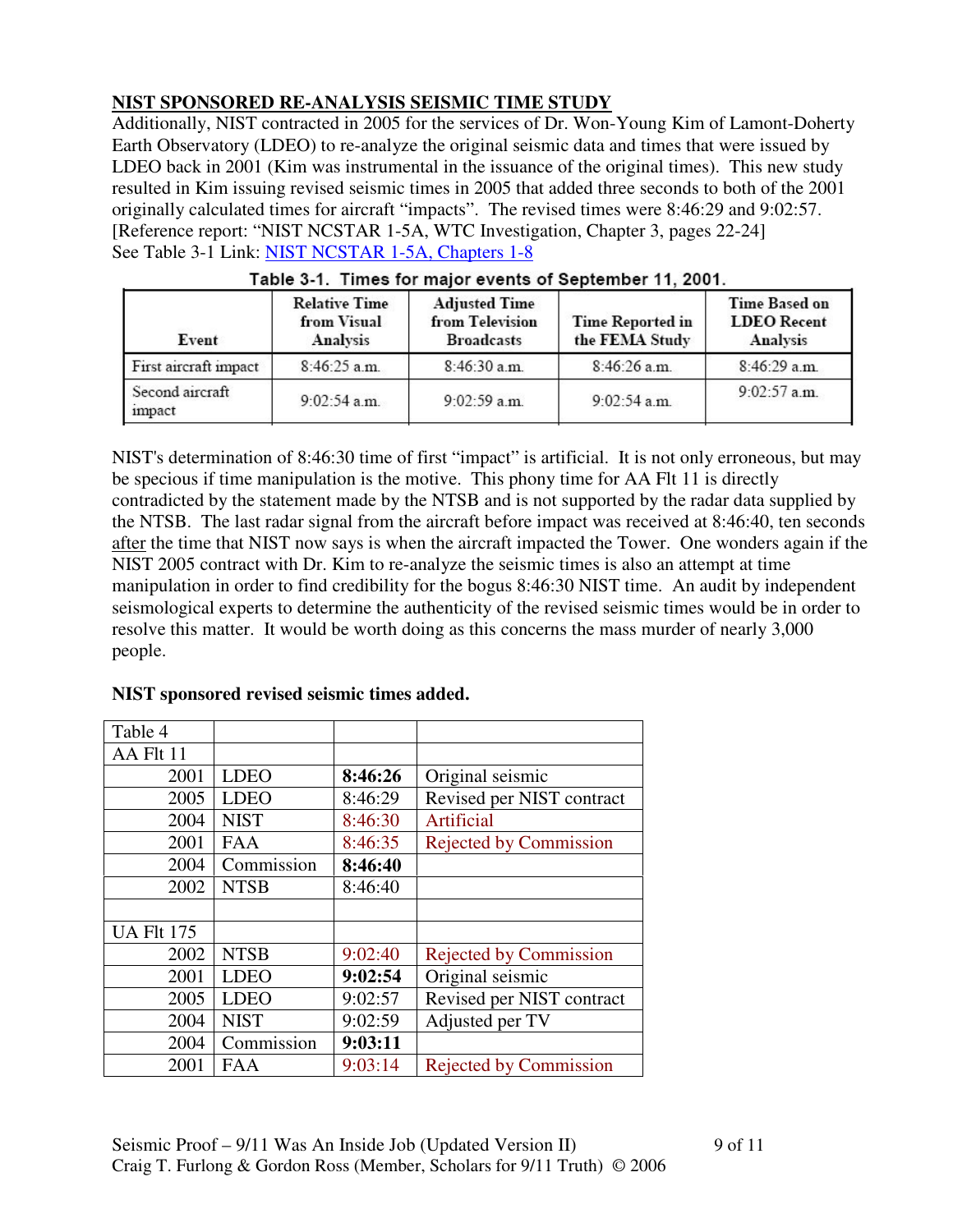**NIST SPONSORED RE-ANALYSIS SEISMIC TIME STUDY**

Additionally, NIST contracted in 2005 for the services of Dr. Won-Young Kim of Lamont-Doherty Earth Observatory (LDEO) to re-analyze the original seismic data and times that were issued by LDEO back in 2001 (Kim was instrumental in the issuance of the original times). This new study resulted in Kim issuing revised seismic times in 2005 that added three seconds to both of the 2001 originally calculated times for aircraft "impacts". The revised times were 8:46:29 and 9:02:57. [Reference report: "NIST NCSTAR 1-5A, WTC Investigation, Chapter 3, pages 22-24]
See Table 3-1 Link: NIST NCSTAR 1-5A, Chapters 1-8

**Table 3-1. Times for major events of September 11, 2001.**

| Event | Relative Time from Visual Analysis | Adjusted Time from Television Broadcasts | Time Reported in the FEMA Study | Time Based on LDEO Recent Analysis |
|---|---|---|---|---|
| First aircraft impact | 8:46:25 a.m. | 8:46:30 a.m. | 8:46:26 a.m. | 8:46:29 a.m. |
| Second aircraft impact | 9:02:54 a.m. | 9:02:59 a.m. | 9:02:54 a.m. | 9:02:57 a.m. |

NIST's determination of 8:46:30 time of first "impact" is artificial. It is not only erroneous, but may be specious if time manipulation is the motive. This phony time for AA Flt 11 is directly contradicted by the statement made by the NTSB and is not supported by the radar data supplied by the NTSB. The last radar signal from the aircraft before impact was received at 8:46:40, ten seconds after the time that NIST now says is when the aircraft impacted the Tower. One wonders again if the NIST 2005 contract with Dr. Kim to re-analyze the seismic times is also an attempt at time manipulation in order to find credibility for the bogus 8:46:30 NIST time. An audit by independent seismological experts to determine the authenticity of the revised seismic times would be in order to resolve this matter. It would be worth doing as this concerns the mass murder of nearly 3,000 people.

**NIST sponsored revised seismic times added.**

| Table 4 | | | |
|---|---|---|---|
| AA Flt 11 | | | |
| 2001 | LDEO | **8:46:26** | Original seismic |
| 2005 | LDEO | 8:46:29 | Revised per NIST contract |
| 2004 | NIST | 8:46:30 | Artificial |
| 2001 | FAA | 8:46:35 | Rejected by Commission |
| 2004 | Commission | **8:46:40** | |
| 2002 | NTSB | 8:46:40 | |
| | | | |
| UA Flt 175 | | | |
| 2002 | NTSB | 9:02:40 | Rejected by Commission |
| 2001 | LDEO | **9:02:54** | Original seismic |
| 2005 | LDEO | 9:02:57 | Revised per NIST contract |
| 2004 | NIST | 9:02:59 | Adjusted per TV |
| 2004 | Commission | **9:03:11** | |
| 2001 | FAA | 9:03:14 | Rejected by Commission |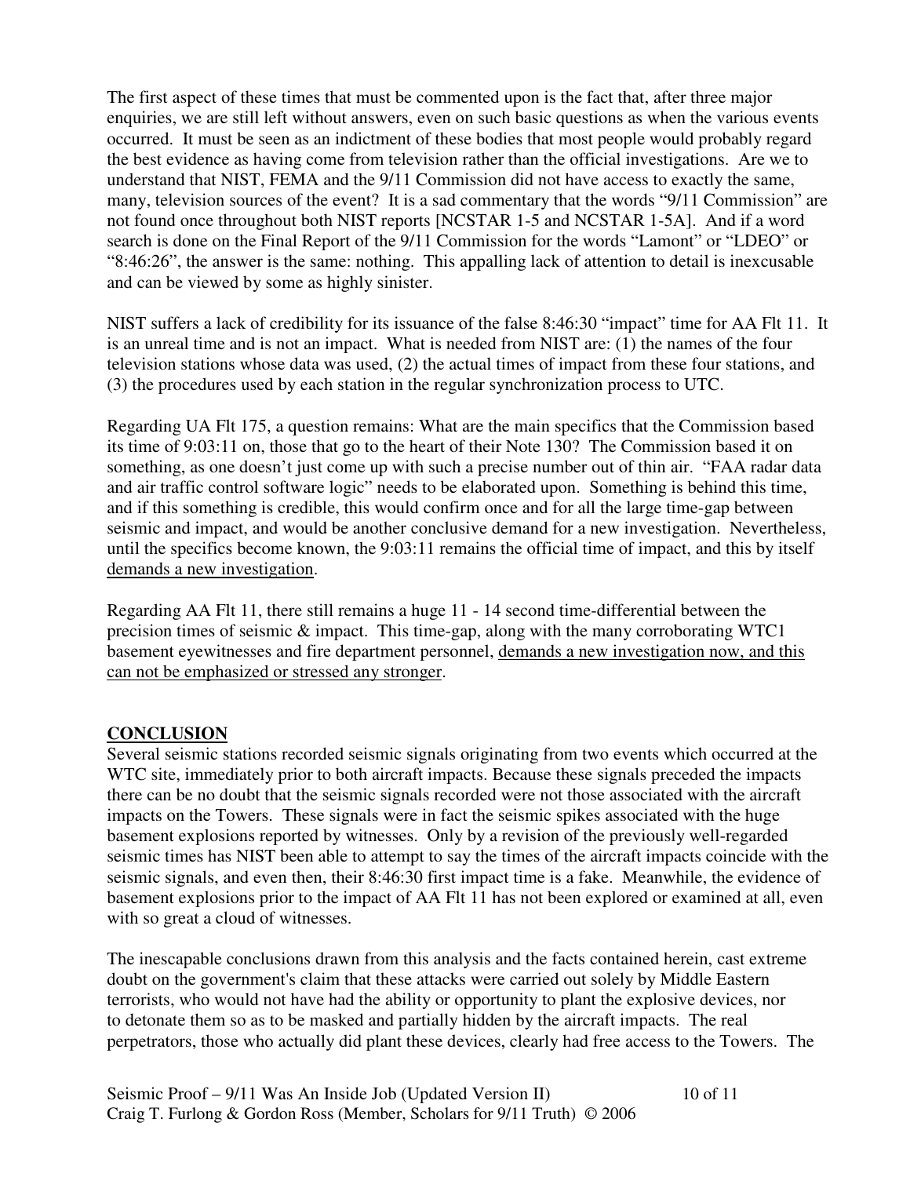The first aspect of these times that must be commented upon is the fact that, after three major enquiries, we are still left without answers, even on such basic questions as when the various events occurred. It must be seen as an indictment of these bodies that most people would probably regard the best evidence as having come from television rather than the official investigations. Are we to understand that NIST, FEMA and the 9/11 Commission did not have access to exactly the same, many, television sources of the event? It is a sad commentary that the words "9/11 Commission" are not found once throughout both NIST reports [NCSTAR 1-5 and NCSTAR 1-5A]. And if a word search is done on the Final Report of the 9/11 Commission for the words "Lamont" or "LDEO" or "8:46:26", the answer is the same: nothing. This appalling lack of attention to detail is inexcusable and can be viewed by some as highly sinister.

NIST suffers a lack of credibility for its issuance of the false 8:46:30 "impact" time for AA Flt 11. It is an unreal time and is not an impact. What is needed from NIST are: (1) the names of the four television stations whose data was used, (2) the actual times of impact from these four stations, and (3) the procedures used by each station in the regular synchronization process to UTC.

Regarding UA Flt 175, a question remains: What are the main specifics that the Commission based its time of 9:03:11 on, those that go to the heart of their Note 130? The Commission based it on something, as one doesn't just come up with such a precise number out of thin air. "FAA radar data and air traffic control software logic" needs to be elaborated upon. Something is behind this time, and if this something is credible, this would confirm once and for all the large time-gap between seismic and impact, and would be another conclusive demand for a new investigation. Nevertheless, until the specifics become known, the 9:03:11 remains the official time of impact, and this by itself <u>demands a new investigation</u>.

Regarding AA Flt 11, there still remains a huge 11 - 14 second time-differential between the precision times of seismic & impact. This time-gap, along with the many corroborating WTC1 basement eyewitnesses and fire department personnel, <u>demands a new investigation now, and this can not be emphasized or stressed any stronger</u>.

## CONCLUSION

Several seismic stations recorded seismic signals originating from two events which occurred at the WTC site, immediately prior to both aircraft impacts. Because these signals preceded the impacts there can be no doubt that the seismic signals recorded were not those associated with the aircraft impacts on the Towers. These signals were in fact the seismic spikes associated with the huge basement explosions reported by witnesses. Only by a revision of the previously well-regarded seismic times has NIST been able to attempt to say the times of the aircraft impacts coincide with the seismic signals, and even then, their 8:46:30 first impact time is a fake. Meanwhile, the evidence of basement explosions prior to the impact of AA Flt 11 has not been explored or examined at all, even with so great a cloud of witnesses.

The inescapable conclusions drawn from this analysis and the facts contained herein, cast extreme doubt on the government's claim that these attacks were carried out solely by Middle Eastern terrorists, who would not have had the ability or opportunity to plant the explosive devices, nor to detonate them so as to be masked and partially hidden by the aircraft impacts. The real perpetrators, those who actually did plant these devices, clearly had free access to the Towers. The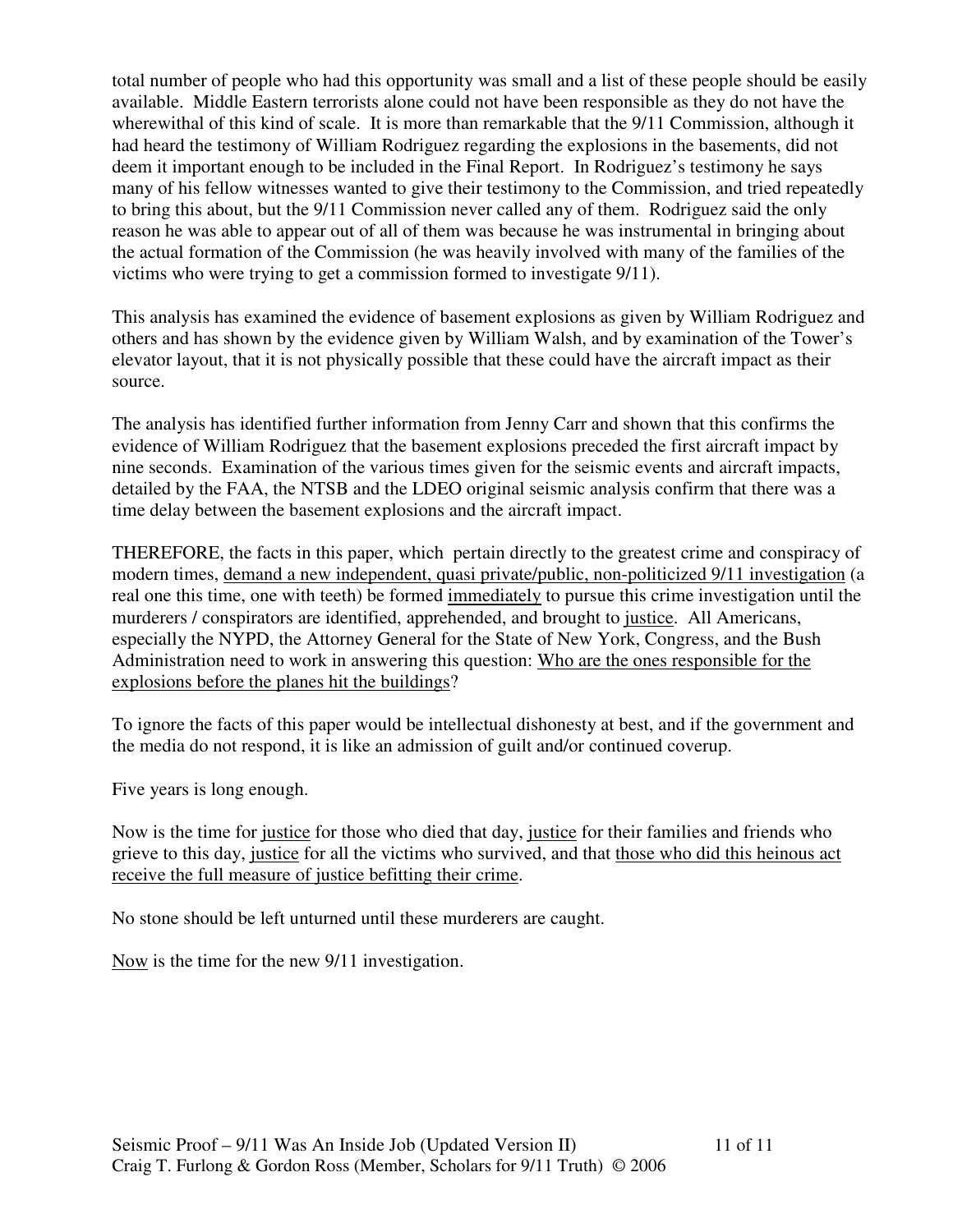total number of people who had this opportunity was small and a list of these people should be easily available. Middle Eastern terrorists alone could not have been responsible as they do not have the wherewithal of this kind of scale. It is more than remarkable that the 9/11 Commission, although it had heard the testimony of William Rodriguez regarding the explosions in the basements, did not deem it important enough to be included in the Final Report. In Rodriguez's testimony he says many of his fellow witnesses wanted to give their testimony to the Commission, and tried repeatedly to bring this about, but the 9/11 Commission never called any of them. Rodriguez said the only reason he was able to appear out of all of them was because he was instrumental in bringing about the actual formation of the Commission (he was heavily involved with many of the families of the victims who were trying to get a commission formed to investigate 9/11).

This analysis has examined the evidence of basement explosions as given by William Rodriguez and others and has shown by the evidence given by William Walsh, and by examination of the Tower's elevator layout, that it is not physically possible that these could have the aircraft impact as their source.

The analysis has identified further information from Jenny Carr and shown that this confirms the evidence of William Rodriguez that the basement explosions preceded the first aircraft impact by nine seconds. Examination of the various times given for the seismic events and aircraft impacts, detailed by the FAA, the NTSB and the LDEO original seismic analysis confirm that there was a time delay between the basement explosions and the aircraft impact.

THEREFORE, the facts in this paper, which pertain directly to the greatest crime and conspiracy of modern times, demand a new independent, quasi private/public, non-politicized 9/11 investigation (a real one this time, one with teeth) be formed immediately to pursue this crime investigation until the murderers / conspirators are identified, apprehended, and brought to justice. All Americans, especially the NYPD, the Attorney General for the State of New York, Congress, and the Bush Administration need to work in answering this question: Who are the ones responsible for the explosions before the planes hit the buildings?

To ignore the facts of this paper would be intellectual dishonesty at best, and if the government and the media do not respond, it is like an admission of guilt and/or continued coverup.

Five years is long enough.

Now is the time for justice for those who died that day, justice for their families and friends who grieve to this day, justice for all the victims who survived, and that those who did this heinous act receive the full measure of justice befitting their crime.

No stone should be left unturned until these murderers are caught.

Now is the time for the new 9/11 investigation.